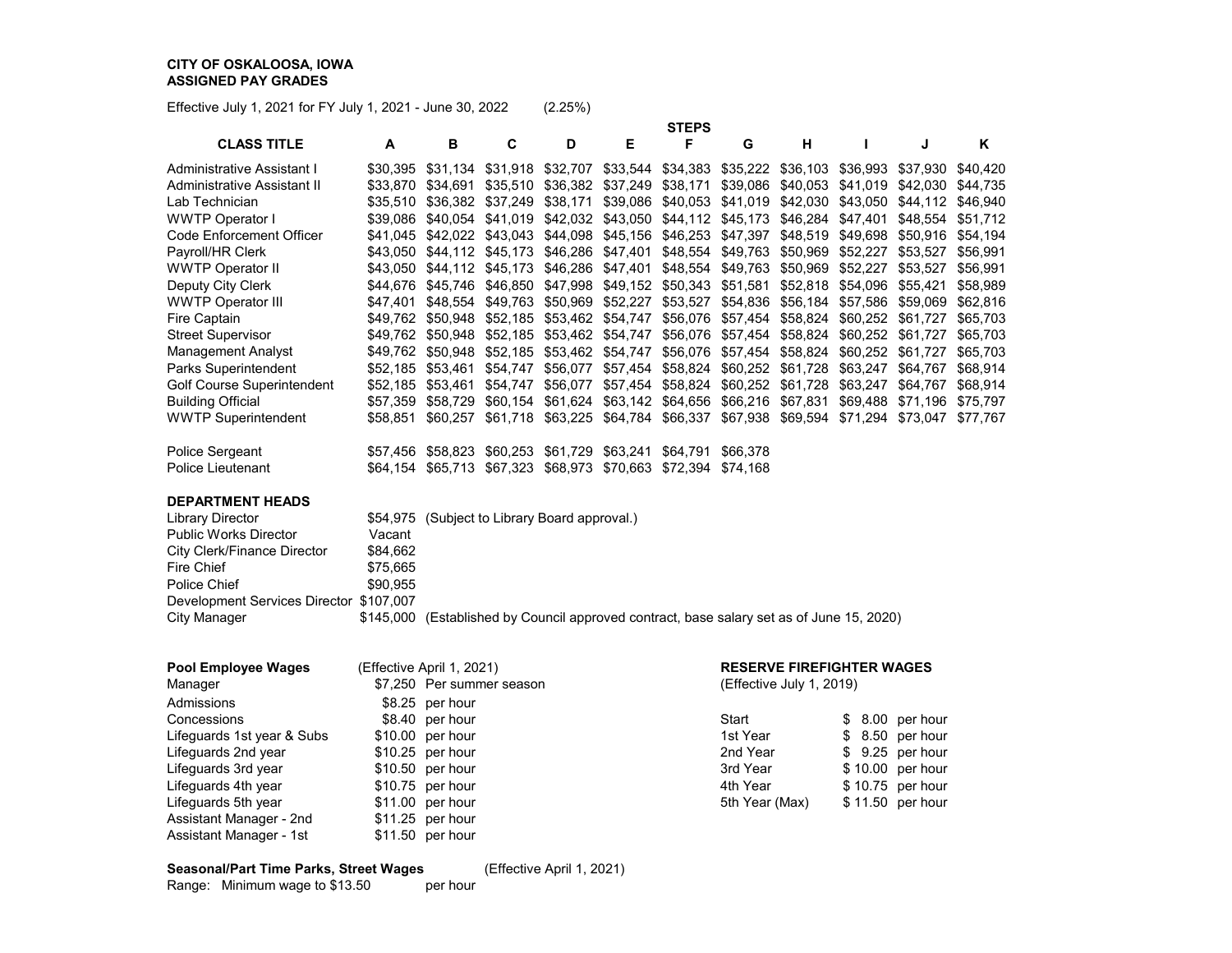**CITY OF OSKALOOSA, IOWA**
**ASSIGNED PAY GRADES**

Effective July 1, 2021 for FY July 1, 2021 - June 30, 2022 (2.25%)

| | STEPS | | | | | | | | | | |
|---|---|---|---|---|---|---|---|---|---|---|---|
| **CLASS TITLE** | **A** | **B** | **C** | **D** | **E** | **F** | **G** | **H** | **I** | **J** | **K** |
| Administrative Assistant I | $30,395 | $31,134 | $31,918 | $32,707 | $33,544 | $34,383 | $35,222 | $36,103 | $36,993 | $37,930 | $40,420 |
| Administrative Assistant II | $33,870 | $34,691 | $35,510 | $36,382 | $37,249 | $38,171 | $39,086 | $40,053 | $41,019 | $42,030 | $44,735 |
| Lab Technician | $35,510 | $36,382 | $37,249 | $38,171 | $39,086 | $40,053 | $41,019 | $42,030 | $43,050 | $44,112 | $46,940 |
| WWTP Operator I | $39,086 | $40,054 | $41,019 | $42,032 | $43,050 | $44,112 | $45,173 | $46,284 | $47,401 | $48,554 | $51,712 |
| Code Enforcement Officer | $41,045 | $42,022 | $43,043 | $44,098 | $45,156 | $46,253 | $47,397 | $48,519 | $49,698 | $50,916 | $54,194 |
| Payroll/HR Clerk | $43,050 | $44,112 | $45,173 | $46,286 | $47,401 | $48,554 | $49,763 | $50,969 | $52,227 | $53,527 | $56,991 |
| WWTP Operator II | $43,050 | $44,112 | $45,173 | $46,286 | $47,401 | $48,554 | $49,763 | $50,969 | $52,227 | $53,527 | $56,991 |
| Deputy City Clerk | $44,676 | $45,746 | $46,850 | $47,998 | $49,152 | $50,343 | $51,581 | $52,818 | $54,096 | $55,421 | $58,989 |
| WWTP Operator III | $47,401 | $48,554 | $49,763 | $50,969 | $52,227 | $53,527 | $54,836 | $56,184 | $57,586 | $59,069 | $62,816 |
| Fire Captain | $49,762 | $50,948 | $52,185 | $53,462 | $54,747 | $56,076 | $57,454 | $58,824 | $60,252 | $61,727 | $65,703 |
| Street Supervisor | $49,762 | $50,948 | $52,185 | $53,462 | $54,747 | $56,076 | $57,454 | $58,824 | $60,252 | $61,727 | $65,703 |
| Management Analyst | $49,762 | $50,948 | $52,185 | $53,462 | $54,747 | $56,076 | $57,454 | $58,824 | $60,252 | $61,727 | $65,703 |
| Parks Superintendent | $52,185 | $53,461 | $54,747 | $56,077 | $57,454 | $58,824 | $60,252 | $61,728 | $63,247 | $64,767 | $68,914 |
| Golf Course Superintendent | $52,185 | $53,461 | $54,747 | $56,077 | $57,454 | $58,824 | $60,252 | $61,728 | $63,247 | $64,767 | $68,914 |
| Building Official | $57,359 | $58,729 | $60,154 | $61,624 | $63,142 | $64,656 | $66,216 | $67,831 | $69,488 | $71,196 | $75,797 |
| WWTP Superintendent | $58,851 | $60,257 | $61,718 | $63,225 | $64,784 | $66,337 | $67,938 | $69,594 | $71,294 | $73,047 | $77,767 |
| | | | | | | | | | | | |
| Police Sergeant | $57,456 | $58,823 | $60,253 | $61,729 | $63,241 | $64,791 | $66,378 | | | | |
| Police Lieutenant | $64,154 | $65,713 | $67,323 | $68,973 | $70,663 | $72,394 | $74,168 | | | | |

**DEPARTMENT HEADS**

| | | |
|---|---|---|
| Library Director | $54,975 | (Subject to Library Board approval.) |
| Public Works Director | Vacant | |
| City Clerk/Finance Director | $84,662 | |
| Fire Chief | $75,665 | |
| Police Chief | $90,955 | |
| Development Services Director | $107,007 | |
| City Manager | $145,000 | (Established by Council approved contract, base salary set as of June 15, 2020) |

**Pool Employee Wages** (Effective April 1, 2021)

| | |
|---|---|
| Manager | $7,250 Per summer season |
| Admissions | $8.25 per hour |
| Concessions | $8.40 per hour |
| Lifeguards 1st year & Subs | $10.00 per hour |
| Lifeguards 2nd year | $10.25 per hour |
| Lifeguards 3rd year | $10.50 per hour |
| Lifeguards 4th year | $10.75 per hour |
| Lifeguards 5th year | $11.00 per hour |
| Assistant Manager - 2nd | $11.25 per hour |
| Assistant Manager - 1st | $11.50 per hour |

**RESERVE FIREFIGHTER WAGES**
(Effective July 1, 2019)

| | |
|---|---|
| Start | $ 8.00 per hour |
| 1st Year | $ 8.50 per hour |
| 2nd Year | $ 9.25 per hour |
| 3rd Year | $ 10.00 per hour |
| 4th Year | $ 10.75 per hour |
| 5th Year (Max) | $ 11.50 per hour |

**Seasonal/Part Time Parks, Street Wages** (Effective April 1, 2021)

Range: Minimum wage to $13.50 per hour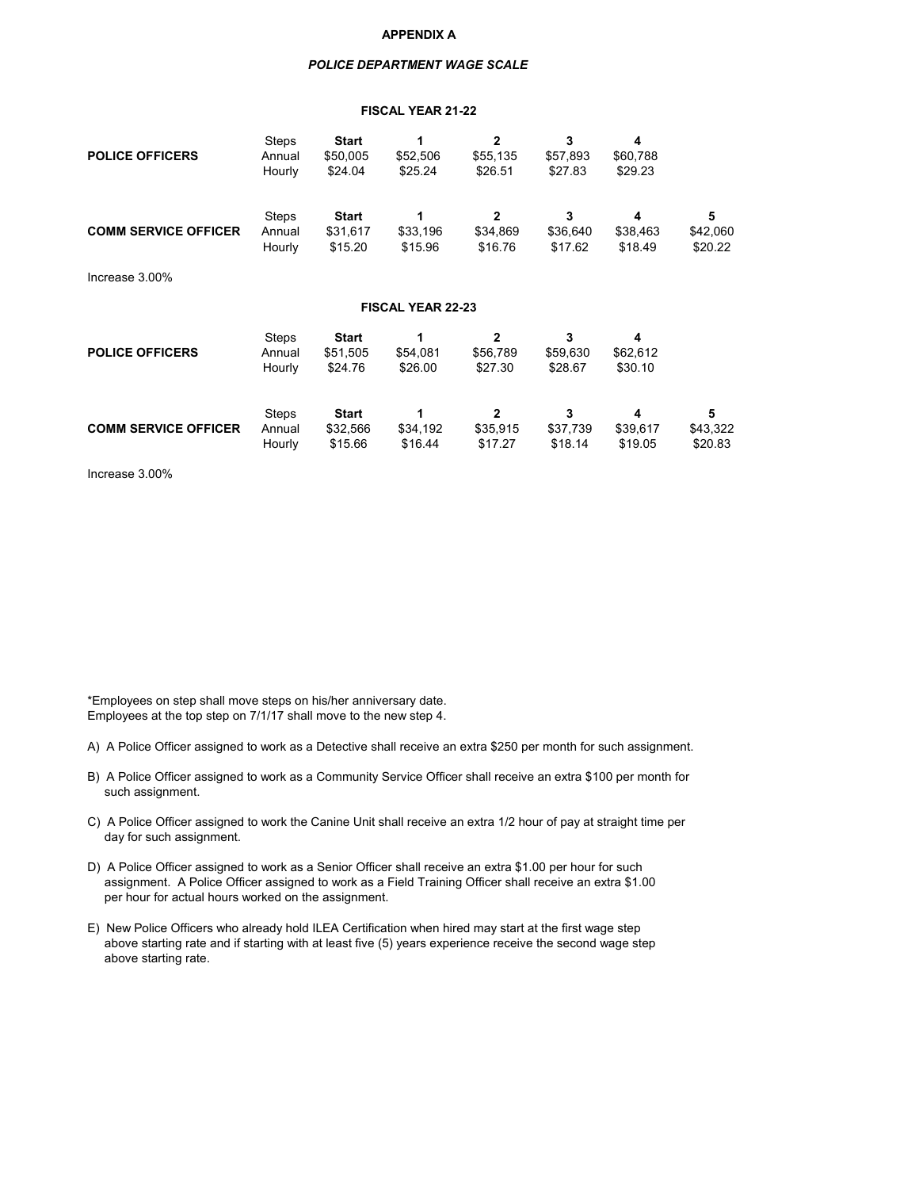# APPENDIX A

## *POLICE DEPARTMENT WAGE SCALE*

### FISCAL YEAR 21-22

| | Steps | **Start** | **1** | **2** | **3** | **4** | **5** |
|---|---|---|---|---|---|---|---|
| **POLICE OFFICERS** | Annual | $50,005 | $52,506 | $55,135 | $57,893 | $60,788 | |
| | Hourly | $24.04 | $25.24 | $26.51 | $27.83 | $29.23 | |
| **COMM SERVICE OFFICER** | Annual | $31,617 | $33,196 | $34,869 | $36,640 | $38,463 | $42,060 |
| | Hourly | $15.20 | $15.96 | $16.76 | $17.62 | $18.49 | $20.22 |

Increase 3.00%

### FISCAL YEAR 22-23

| | Steps | **Start** | **1** | **2** | **3** | **4** | **5** |
|---|---|---|---|---|---|---|---|
| **POLICE OFFICERS** | Annual | $51,505 | $54,081 | $56,789 | $59,630 | $62,612 | |
| | Hourly | $24.76 | $26.00 | $27.30 | $28.67 | $30.10 | |
| **COMM SERVICE OFFICER** | Annual | $32,566 | $34,192 | $35,915 | $37,739 | $39,617 | $43,322 |
| | Hourly | $15.66 | $16.44 | $17.27 | $18.14 | $19.05 | $20.83 |

Increase 3.00%

*Employees on step shall move steps on his/her anniversary date.
Employees at the top step on 7/1/17 shall move to the new step 4.

A) A Police Officer assigned to work as a Detective shall receive an extra $250 per month for such assignment.

B) A Police Officer assigned to work as a Community Service Officer shall receive an extra $100 per month for such assignment.

C) A Police Officer assigned to work the Canine Unit shall receive an extra 1/2 hour of pay at straight time per day for such assignment.

D) A Police Officer assigned to work as a Senior Officer shall receive an extra $1.00 per hour for such assignment. A Police Officer assigned to work as a Field Training Officer shall receive an extra $1.00 per hour for actual hours worked on the assignment.

E) New Police Officers who already hold ILEA Certification when hired may start at the first wage step above starting rate and if starting with at least five (5) years experience receive the second wage step above starting rate.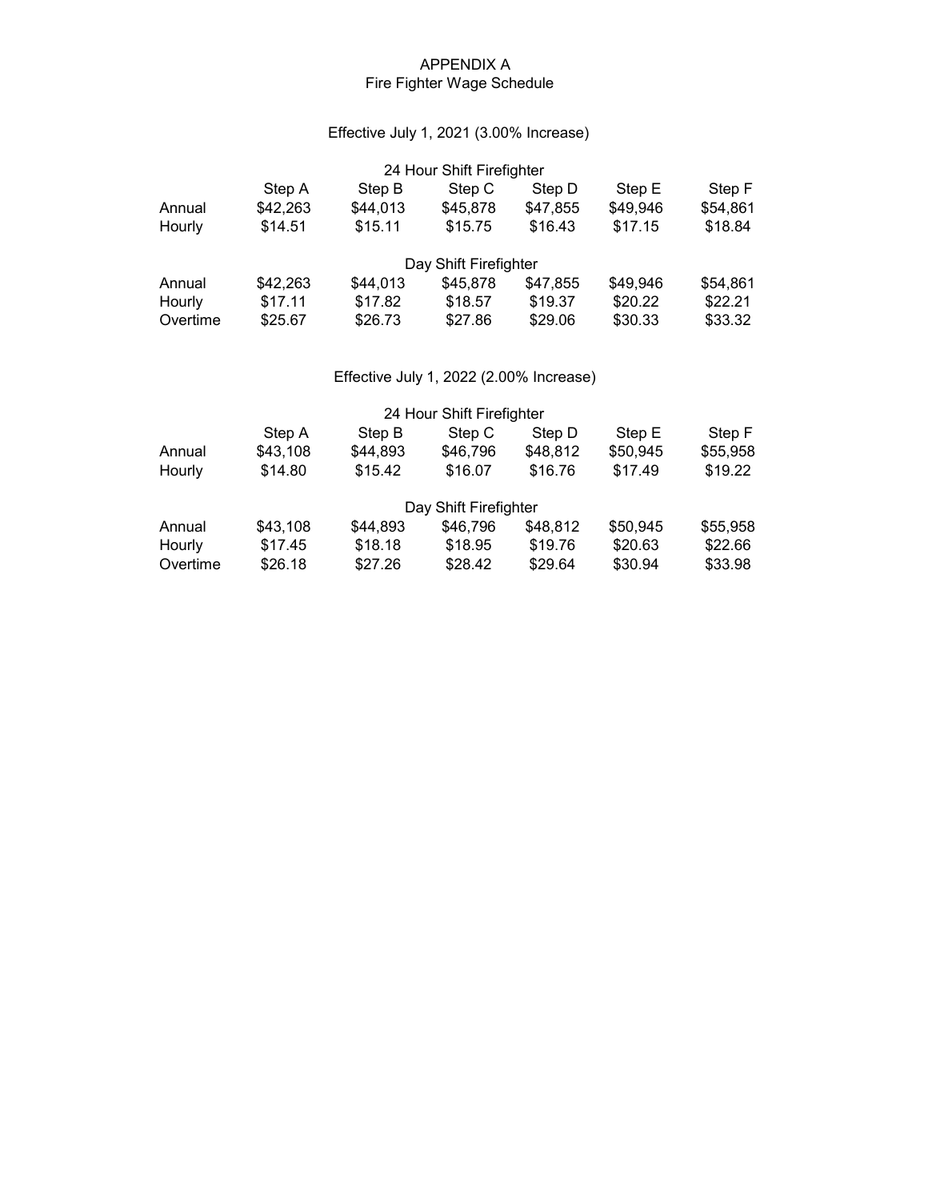# APPENDIX A
## Fire Fighter Wage Schedule

### Effective July 1, 2021 (3.00% Increase)

**24 Hour Shift Firefighter**

| | Step A | Step B | Step C | Step D | Step E | Step F |
|---|---|---|---|---|---|---|
| Annual | $42,263 | $44,013 | $45,878 | $47,855 | $49,946 | $54,861 |
| Hourly | $14.51 | $15.11 | $15.75 | $16.43 | $17.15 | $18.84 |

**Day Shift Firefighter**

| | Step A | Step B | Step C | Step D | Step E | Step F |
|---|---|---|---|---|---|---|
| Annual | $42,263 | $44,013 | $45,878 | $47,855 | $49,946 | $54,861 |
| Hourly | $17.11 | $17.82 | $18.57 | $19.37 | $20.22 | $22.21 |
| Overtime | $25.67 | $26.73 | $27.86 | $29.06 | $30.33 | $33.32 |

### Effective July 1, 2022 (2.00% Increase)

**24 Hour Shift Firefighter**

| | Step A | Step B | Step C | Step D | Step E | Step F |
|---|---|---|---|---|---|---|
| Annual | $43,108 | $44,893 | $46,796 | $48,812 | $50,945 | $55,958 |
| Hourly | $14.80 | $15.42 | $16.07 | $16.76 | $17.49 | $19.22 |

**Day Shift Firefighter**

| | Step A | Step B | Step C | Step D | Step E | Step F |
|---|---|---|---|---|---|---|
| Annual | $43,108 | $44,893 | $46,796 | $48,812 | $50,945 | $55,958 |
| Hourly | $17.45 | $18.18 | $18.95 | $19.76 | $20.63 | $22.66 |
| Overtime | $26.18 | $27.26 | $28.42 | $29.64 | $30.94 | $33.98 |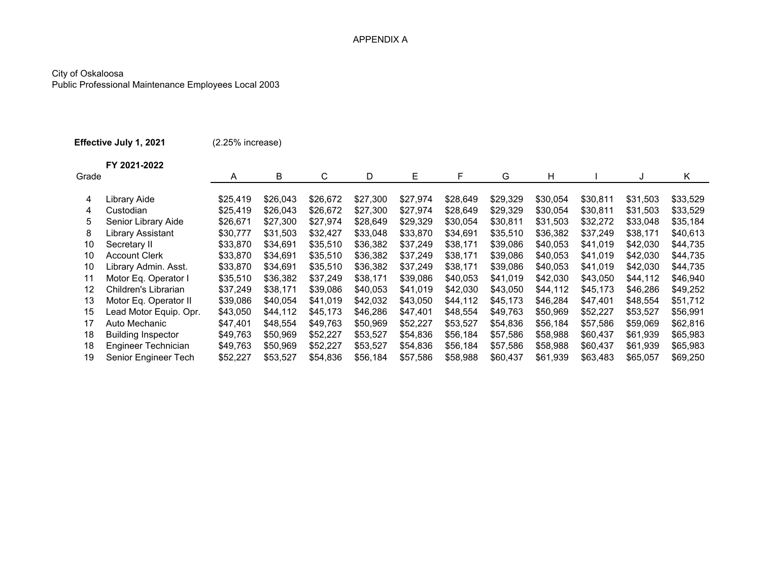APPENDIX A

City of Oskaloosa
Public Professional Maintenance Employees Local 2003

**Effective July 1, 2021** (2.25% increase)

**FY 2021-2022**

| Grade | | A | B | C | D | E | F | G | H | I | J | K |
|---|---|---|---|---|---|---|---|---|---|---|---|---|
| 4 | Library Aide | $25,419 | $26,043 | $26,672 | $27,300 | $27,974 | $28,649 | $29,329 | $30,054 | $30,811 | $31,503 | $33,529 |
| 4 | Custodian | $25,419 | $26,043 | $26,672 | $27,300 | $27,974 | $28,649 | $29,329 | $30,054 | $30,811 | $31,503 | $33,529 |
| 5 | Senior Library Aide | $26,671 | $27,300 | $27,974 | $28,649 | $29,329 | $30,054 | $30,811 | $31,503 | $32,272 | $33,048 | $35,184 |
| 8 | Library Assistant | $30,777 | $31,503 | $32,427 | $33,048 | $33,870 | $34,691 | $35,510 | $36,382 | $37,249 | $38,171 | $40,613 |
| 10 | Secretary II | $33,870 | $34,691 | $35,510 | $36,382 | $37,249 | $38,171 | $39,086 | $40,053 | $41,019 | $42,030 | $44,735 |
| 10 | Account Clerk | $33,870 | $34,691 | $35,510 | $36,382 | $37,249 | $38,171 | $39,086 | $40,053 | $41,019 | $42,030 | $44,735 |
| 10 | Library Admin. Asst. | $33,870 | $34,691 | $35,510 | $36,382 | $37,249 | $38,171 | $39,086 | $40,053 | $41,019 | $42,030 | $44,735 |
| 11 | Motor Eq. Operator I | $35,510 | $36,382 | $37,249 | $38,171 | $39,086 | $40,053 | $41,019 | $42,030 | $43,050 | $44,112 | $46,940 |
| 12 | Children's Librarian | $37,249 | $38,171 | $39,086 | $40,053 | $41,019 | $42,030 | $43,050 | $44,112 | $45,173 | $46,286 | $49,252 |
| 13 | Motor Eq. Operator II | $39,086 | $40,054 | $41,019 | $42,032 | $43,050 | $44,112 | $45,173 | $46,284 | $47,401 | $48,554 | $51,712 |
| 15 | Lead Motor Equip. Opr. | $43,050 | $44,112 | $45,173 | $46,286 | $47,401 | $48,554 | $49,763 | $50,969 | $52,227 | $53,527 | $56,991 |
| 17 | Auto Mechanic | $47,401 | $48,554 | $49,763 | $50,969 | $52,227 | $53,527 | $54,836 | $56,184 | $57,586 | $59,069 | $62,816 |
| 18 | Building Inspector | $49,763 | $50,969 | $52,227 | $53,527 | $54,836 | $56,184 | $57,586 | $58,988 | $60,437 | $61,939 | $65,983 |
| 18 | Engineer Technician | $49,763 | $50,969 | $52,227 | $53,527 | $54,836 | $56,184 | $57,586 | $58,988 | $60,437 | $61,939 | $65,983 |
| 19 | Senior Engineer Tech | $52,227 | $53,527 | $54,836 | $56,184 | $57,586 | $58,988 | $60,437 | $61,939 | $63,483 | $65,057 | $69,250 |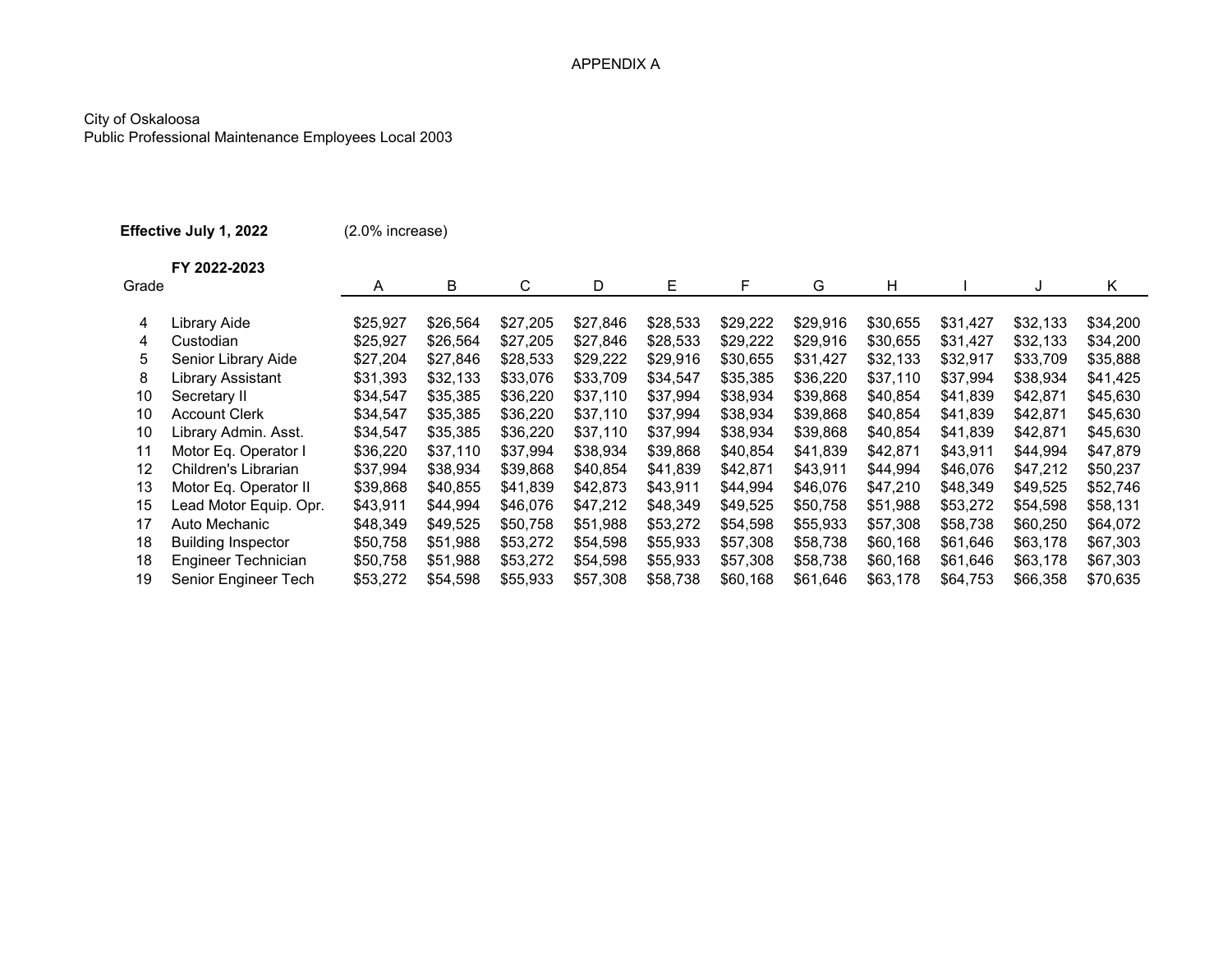APPENDIX A

City of Oskaloosa
Public Professional Maintenance Employees Local 2003

**Effective July 1, 2022** (2.0% increase)

| Grade | FY 2022-2023 | A | B | C | D | E | F | G | H | I | J | K |
|---|---|---|---|---|---|---|---|---|---|---|---|---|
| 4 | Library Aide | $25,927 | $26,564 | $27,205 | $27,846 | $28,533 | $29,222 | $29,916 | $30,655 | $31,427 | $32,133 | $34,200 |
| 4 | Custodian | $25,927 | $26,564 | $27,205 | $27,846 | $28,533 | $29,222 | $29,916 | $30,655 | $31,427 | $32,133 | $34,200 |
| 5 | Senior Library Aide | $27,204 | $27,846 | $28,533 | $29,222 | $29,916 | $30,655 | $31,427 | $32,133 | $32,917 | $33,709 | $35,888 |
| 8 | Library Assistant | $31,393 | $32,133 | $33,076 | $33,709 | $34,547 | $35,385 | $36,220 | $37,110 | $37,994 | $38,934 | $41,425 |
| 10 | Secretary II | $34,547 | $35,385 | $36,220 | $37,110 | $37,994 | $38,934 | $39,868 | $40,854 | $41,839 | $42,871 | $45,630 |
| 10 | Account Clerk | $34,547 | $35,385 | $36,220 | $37,110 | $37,994 | $38,934 | $39,868 | $40,854 | $41,839 | $42,871 | $45,630 |
| 10 | Library Admin. Asst. | $34,547 | $35,385 | $36,220 | $37,110 | $37,994 | $38,934 | $39,868 | $40,854 | $41,839 | $42,871 | $45,630 |
| 11 | Motor Eq. Operator I | $36,220 | $37,110 | $37,994 | $38,934 | $39,868 | $40,854 | $41,839 | $42,871 | $43,911 | $44,994 | $47,879 |
| 12 | Children's Librarian | $37,994 | $38,934 | $39,868 | $40,854 | $41,839 | $42,871 | $43,911 | $44,994 | $46,076 | $47,212 | $50,237 |
| 13 | Motor Eq. Operator II | $39,868 | $40,855 | $41,839 | $42,873 | $43,911 | $44,994 | $46,076 | $47,210 | $48,349 | $49,525 | $52,746 |
| 15 | Lead Motor Equip. Opr. | $43,911 | $44,994 | $46,076 | $47,212 | $48,349 | $49,525 | $50,758 | $51,988 | $53,272 | $54,598 | $58,131 |
| 17 | Auto Mechanic | $48,349 | $49,525 | $50,758 | $51,988 | $53,272 | $54,598 | $55,933 | $57,308 | $58,738 | $60,250 | $64,072 |
| 18 | Building Inspector | $50,758 | $51,988 | $53,272 | $54,598 | $55,933 | $57,308 | $58,738 | $60,168 | $61,646 | $63,178 | $67,303 |
| 18 | Engineer Technician | $50,758 | $51,988 | $53,272 | $54,598 | $55,933 | $57,308 | $58,738 | $60,168 | $61,646 | $63,178 | $67,303 |
| 19 | Senior Engineer Tech | $53,272 | $54,598 | $55,933 | $57,308 | $58,738 | $60,168 | $61,646 | $63,178 | $64,753 | $66,358 | $70,635 |